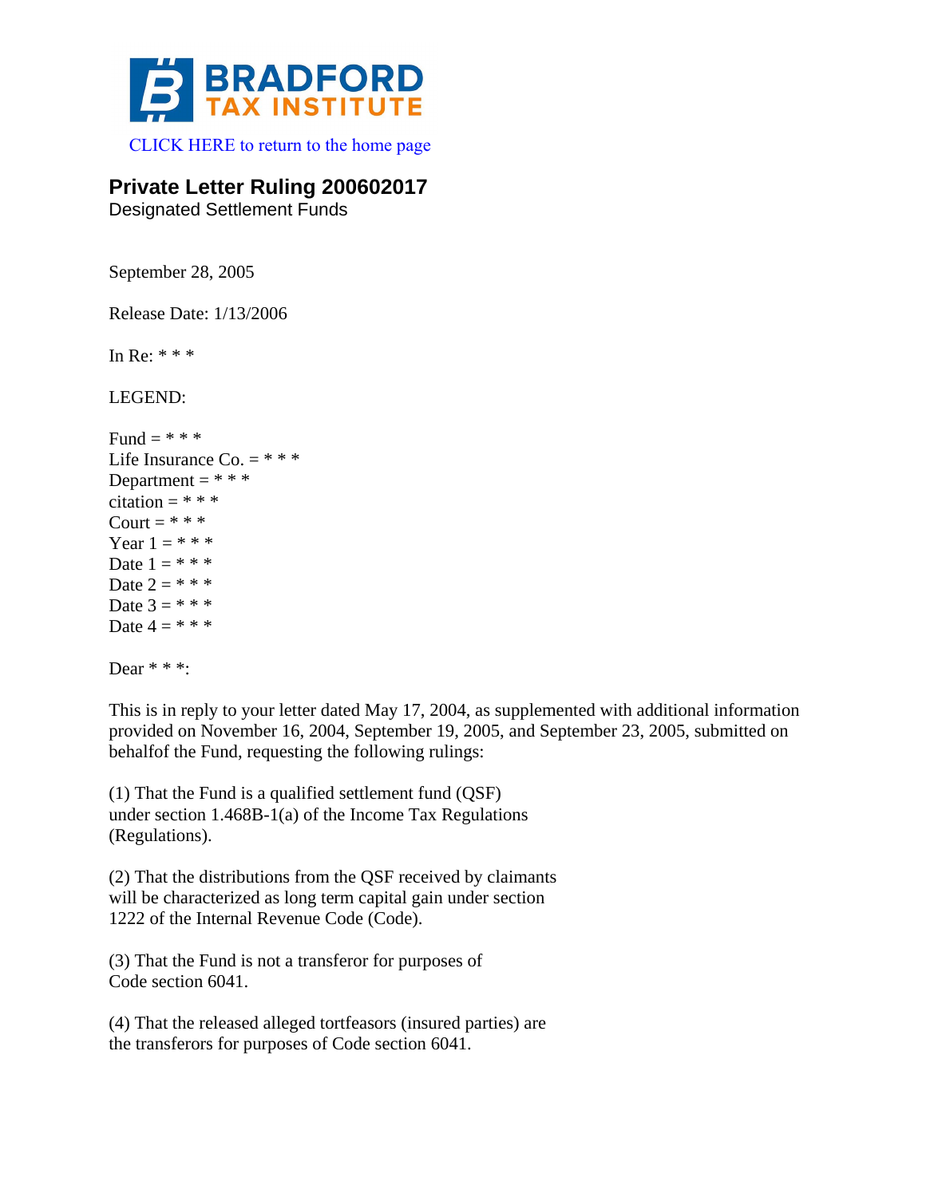BRADFORD TAX INSTITUTE

CLICK HERE to return to the home page

# Private Letter Ruling 200602017

Designated Settlement Funds

September 28, 2005

Release Date: 1/13/2006

In Re: * * *

LEGEND:

Fund = * * *
Life Insurance Co. = * * *
Department = * * *
citation = * * *
Court = * * *
Year 1 = * * *
Date 1 = * * *
Date 2 = * * *
Date 3 = * * *
Date 4 = * * *

Dear * * *:

This is in reply to your letter dated May 17, 2004, as supplemented with additional information provided on November 16, 2004, September 19, 2005, and September 23, 2005, submitted on behalfof the Fund, requesting the following rulings:

(1) That the Fund is a qualified settlement fund (QSF) under section 1.468B-1(a) of the Income Tax Regulations (Regulations).

(2) That the distributions from the QSF received by claimants will be characterized as long term capital gain under section 1222 of the Internal Revenue Code (Code).

(3) That the Fund is not a transferor for purposes of Code section 6041.

(4) That the released alleged tortfeasors (insured parties) are the transferors for purposes of Code section 6041.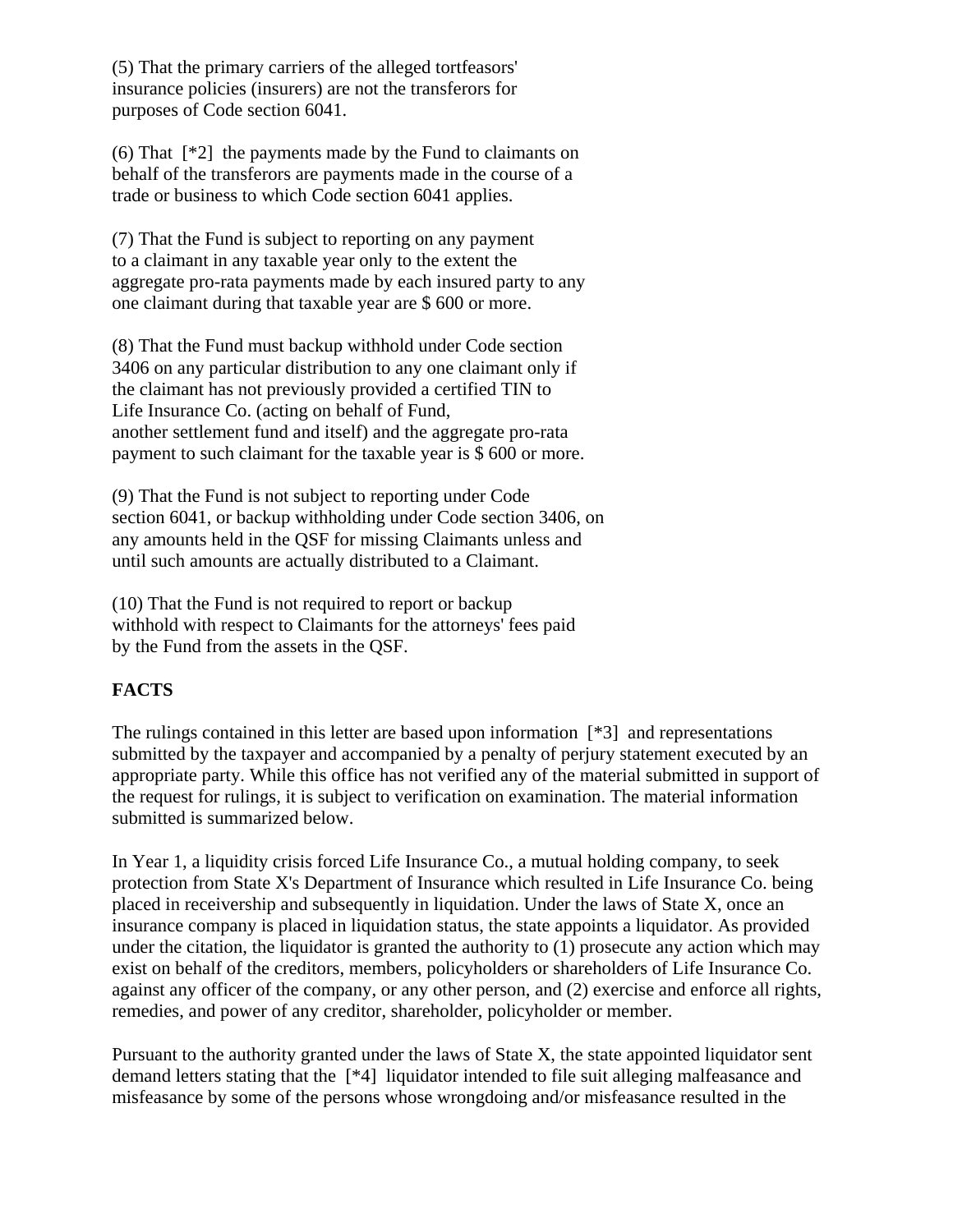(5) That the primary carriers of the alleged tortfeasors' insurance policies (insurers) are not the transferors for purposes of Code section 6041.

(6) That [*2] the payments made by the Fund to claimants on behalf of the transferors are payments made in the course of a trade or business to which Code section 6041 applies.

(7) That the Fund is subject to reporting on any payment to a claimant in any taxable year only to the extent the aggregate pro-rata payments made by each insured party to any one claimant during that taxable year are $ 600 or more.

(8) That the Fund must backup withhold under Code section 3406 on any particular distribution to any one claimant only if the claimant has not previously provided a certified TIN to Life Insurance Co. (acting on behalf of Fund, another settlement fund and itself) and the aggregate pro-rata payment to such claimant for the taxable year is $ 600 or more.

(9) That the Fund is not subject to reporting under Code section 6041, or backup withholding under Code section 3406, on any amounts held in the QSF for missing Claimants unless and until such amounts are actually distributed to a Claimant.

(10) That the Fund is not required to report or backup withhold with respect to Claimants for the attorneys' fees paid by the Fund from the assets in the QSF.

**FACTS**

The rulings contained in this letter are based upon information [*3] and representations submitted by the taxpayer and accompanied by a penalty of perjury statement executed by an appropriate party. While this office has not verified any of the material submitted in support of the request for rulings, it is subject to verification on examination. The material information submitted is summarized below.

In Year 1, a liquidity crisis forced Life Insurance Co., a mutual holding company, to seek protection from State X's Department of Insurance which resulted in Life Insurance Co. being placed in receivership and subsequently in liquidation. Under the laws of State X, once an insurance company is placed in liquidation status, the state appoints a liquidator. As provided under the citation, the liquidator is granted the authority to (1) prosecute any action which may exist on behalf of the creditors, members, policyholders or shareholders of Life Insurance Co. against any officer of the company, or any other person, and (2) exercise and enforce all rights, remedies, and power of any creditor, shareholder, policyholder or member.

Pursuant to the authority granted under the laws of State X, the state appointed liquidator sent demand letters stating that the [*4] liquidator intended to file suit alleging malfeasance and misfeasance by some of the persons whose wrongdoing and/or misfeasance resulted in the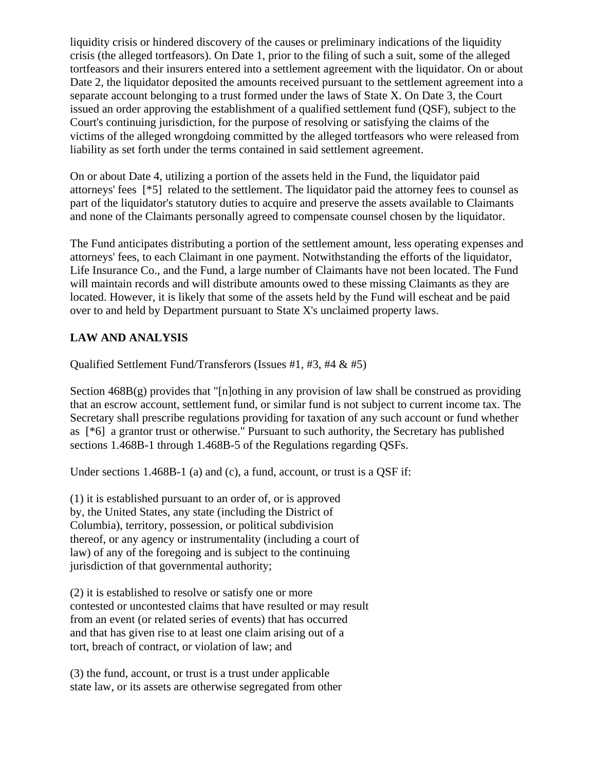liquidity crisis or hindered discovery of the causes or preliminary indications of the liquidity crisis (the alleged tortfeasors). On Date 1, prior to the filing of such a suit, some of the alleged tortfeasors and their insurers entered into a settlement agreement with the liquidator. On or about Date 2, the liquidator deposited the amounts received pursuant to the settlement agreement into a separate account belonging to a trust formed under the laws of State X. On Date 3, the Court issued an order approving the establishment of a qualified settlement fund (QSF), subject to the Court's continuing jurisdiction, for the purpose of resolving or satisfying the claims of the victims of the alleged wrongdoing committed by the alleged tortfeasors who were released from liability as set forth under the terms contained in said settlement agreement.

On or about Date 4, utilizing a portion of the assets held in the Fund, the liquidator paid attorneys' fees [*5] related to the settlement. The liquidator paid the attorney fees to counsel as part of the liquidator's statutory duties to acquire and preserve the assets available to Claimants and none of the Claimants personally agreed to compensate counsel chosen by the liquidator.

The Fund anticipates distributing a portion of the settlement amount, less operating expenses and attorneys' fees, to each Claimant in one payment. Notwithstanding the efforts of the liquidator, Life Insurance Co., and the Fund, a large number of Claimants have not been located. The Fund will maintain records and will distribute amounts owed to these missing Claimants as they are located. However, it is likely that some of the assets held by the Fund will escheat and be paid over to and held by Department pursuant to State X's unclaimed property laws.

## LAW AND ANALYSIS

Qualified Settlement Fund/Transferors (Issues #1, #3, #4 & #5)

Section 468B(g) provides that "[n]othing in any provision of law shall be construed as providing that an escrow account, settlement fund, or similar fund is not subject to current income tax. The Secretary shall prescribe regulations providing for taxation of any such account or fund whether as [*6] a grantor trust or otherwise." Pursuant to such authority, the Secretary has published sections 1.468B-1 through 1.468B-5 of the Regulations regarding QSFs.

Under sections 1.468B-1 (a) and (c), a fund, account, or trust is a QSF if:

(1) it is established pursuant to an order of, or is approved by, the United States, any state (including the District of Columbia), territory, possession, or political subdivision thereof, or any agency or instrumentality (including a court of law) of any of the foregoing and is subject to the continuing jurisdiction of that governmental authority;

(2) it is established to resolve or satisfy one or more contested or uncontested claims that have resulted or may result from an event (or related series of events) that has occurred and that has given rise to at least one claim arising out of a tort, breach of contract, or violation of law; and

(3) the fund, account, or trust is a trust under applicable state law, or its assets are otherwise segregated from other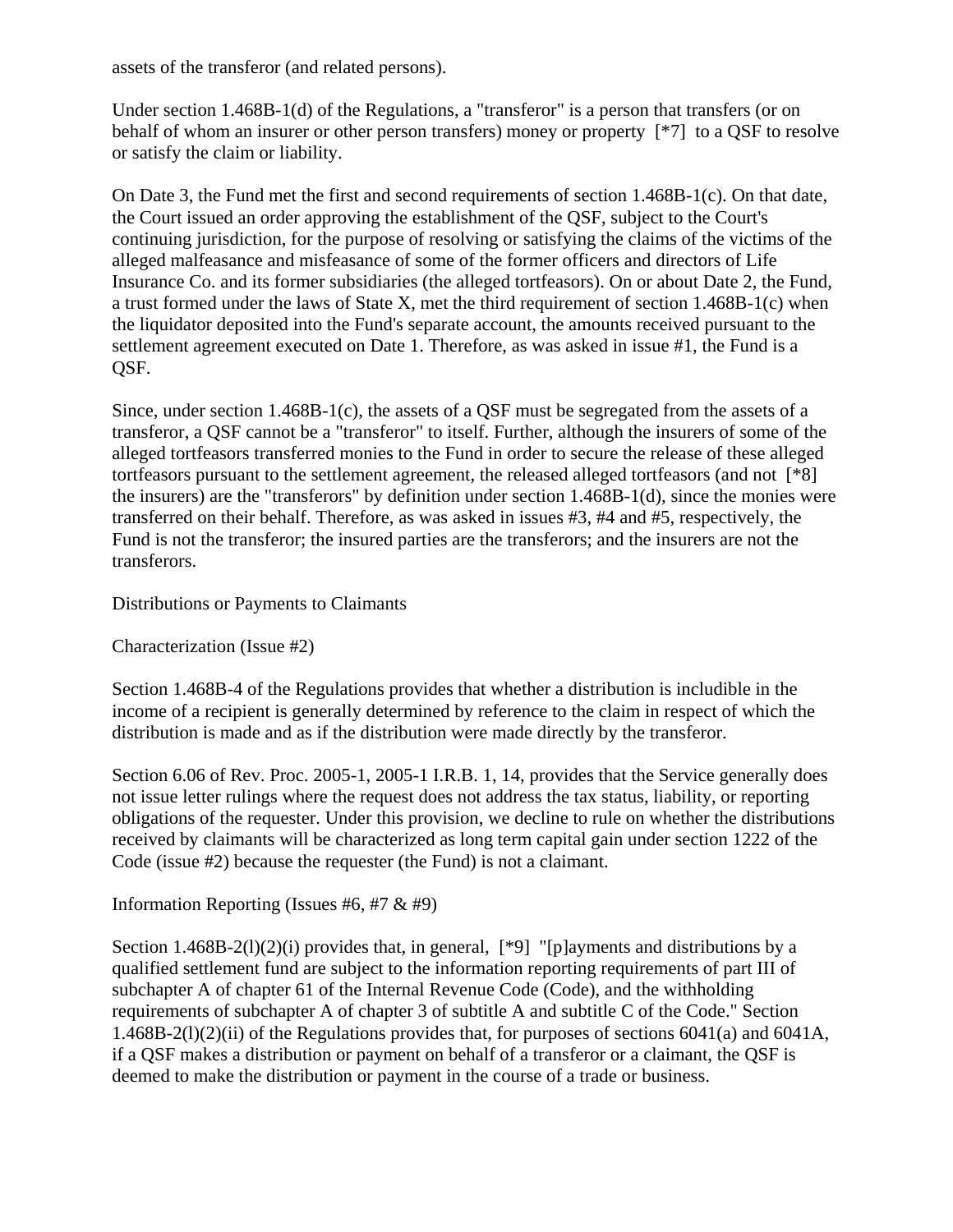assets of the transferor (and related persons).

Under section 1.468B-1(d) of the Regulations, a "transferor" is a person that transfers (or on behalf of whom an insurer or other person transfers) money or property [*7] to a QSF to resolve or satisfy the claim or liability.

On Date 3, the Fund met the first and second requirements of section 1.468B-1(c). On that date, the Court issued an order approving the establishment of the QSF, subject to the Court's continuing jurisdiction, for the purpose of resolving or satisfying the claims of the victims of the alleged malfeasance and misfeasance of some of the former officers and directors of Life Insurance Co. and its former subsidiaries (the alleged tortfeasors). On or about Date 2, the Fund, a trust formed under the laws of State X, met the third requirement of section 1.468B-1(c) when the liquidator deposited into the Fund's separate account, the amounts received pursuant to the settlement agreement executed on Date 1. Therefore, as was asked in issue #1, the Fund is a QSF.

Since, under section 1.468B-1(c), the assets of a QSF must be segregated from the assets of a transferor, a QSF cannot be a "transferor" to itself. Further, although the insurers of some of the alleged tortfeasors transferred monies to the Fund in order to secure the release of these alleged tortfeasors pursuant to the settlement agreement, the released alleged tortfeasors (and not [*8] the insurers) are the "transferors" by definition under section 1.468B-1(d), since the monies were transferred on their behalf. Therefore, as was asked in issues #3, #4 and #5, respectively, the Fund is not the transferor; the insured parties are the transferors; and the insurers are not the transferors.

Distributions or Payments to Claimants

Characterization (Issue #2)

Section 1.468B-4 of the Regulations provides that whether a distribution is includible in the income of a recipient is generally determined by reference to the claim in respect of which the distribution is made and as if the distribution were made directly by the transferor.

Section 6.06 of Rev. Proc. 2005-1, 2005-1 I.R.B. 1, 14, provides that the Service generally does not issue letter rulings where the request does not address the tax status, liability, or reporting obligations of the requester. Under this provision, we decline to rule on whether the distributions received by claimants will be characterized as long term capital gain under section 1222 of the Code (issue #2) because the requester (the Fund) is not a claimant.

Information Reporting (Issues #6, #7 & #9)

Section 1.468B-2(l)(2)(i) provides that, in general, [*9] "[p]ayments and distributions by a qualified settlement fund are subject to the information reporting requirements of part III of subchapter A of chapter 61 of the Internal Revenue Code (Code), and the withholding requirements of subchapter A of chapter 3 of subtitle A and subtitle C of the Code." Section 1.468B-2(l)(2)(ii) of the Regulations provides that, for purposes of sections 6041(a) and 6041A, if a QSF makes a distribution or payment on behalf of a transferor or a claimant, the QSF is deemed to make the distribution or payment in the course of a trade or business.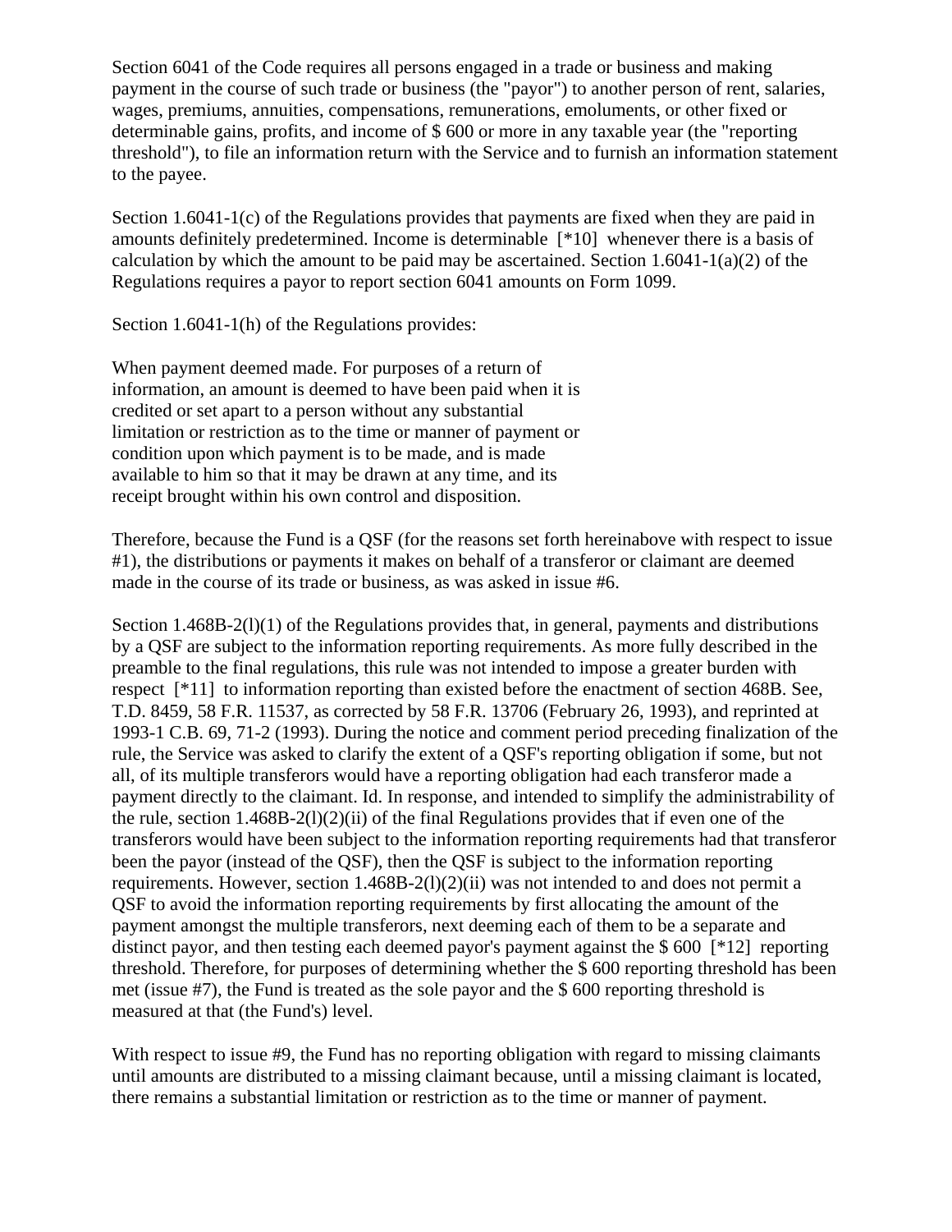Section 6041 of the Code requires all persons engaged in a trade or business and making payment in the course of such trade or business (the "payor") to another person of rent, salaries, wages, premiums, annuities, compensations, remunerations, emoluments, or other fixed or determinable gains, profits, and income of $ 600 or more in any taxable year (the "reporting threshold"), to file an information return with the Service and to furnish an information statement to the payee.

Section 1.6041-1(c) of the Regulations provides that payments are fixed when they are paid in amounts definitely predetermined. Income is determinable [*10] whenever there is a basis of calculation by which the amount to be paid may be ascertained. Section 1.6041-1(a)(2) of the Regulations requires a payor to report section 6041 amounts on Form 1099.

Section 1.6041-1(h) of the Regulations provides:

> When payment deemed made. For purposes of a return of information, an amount is deemed to have been paid when it is credited or set apart to a person without any substantial limitation or restriction as to the time or manner of payment or condition upon which payment is to be made, and is made available to him so that it may be drawn at any time, and its receipt brought within his own control and disposition.

Therefore, because the Fund is a QSF (for the reasons set forth hereinabove with respect to issue #1), the distributions or payments it makes on behalf of a transferor or claimant are deemed made in the course of its trade or business, as was asked in issue #6.

Section 1.468B-2(l)(1) of the Regulations provides that, in general, payments and distributions by a QSF are subject to the information reporting requirements. As more fully described in the preamble to the final regulations, this rule was not intended to impose a greater burden with respect [*11] to information reporting than existed before the enactment of section 468B. See, T.D. 8459, 58 F.R. 11537, as corrected by 58 F.R. 13706 (February 26, 1993), and reprinted at 1993-1 C.B. 69, 71-2 (1993). During the notice and comment period preceding finalization of the rule, the Service was asked to clarify the extent of a QSF's reporting obligation if some, but not all, of its multiple transferors would have a reporting obligation had each transferor made a payment directly to the claimant. Id. In response, and intended to simplify the administrability of the rule, section 1.468B-2(l)(2)(ii) of the final Regulations provides that if even one of the transferors would have been subject to the information reporting requirements had that transferor been the payor (instead of the QSF), then the QSF is subject to the information reporting requirements. However, section 1.468B-2(l)(2)(ii) was not intended to and does not permit a QSF to avoid the information reporting requirements by first allocating the amount of the payment amongst the multiple transferors, next deeming each of them to be a separate and distinct payor, and then testing each deemed payor's payment against the $ 600 [*12] reporting threshold. Therefore, for purposes of determining whether the $ 600 reporting threshold has been met (issue #7), the Fund is treated as the sole payor and the $ 600 reporting threshold is measured at that (the Fund's) level.

With respect to issue #9, the Fund has no reporting obligation with regard to missing claimants until amounts are distributed to a missing claimant because, until a missing claimant is located, there remains a substantial limitation or restriction as to the time or manner of payment.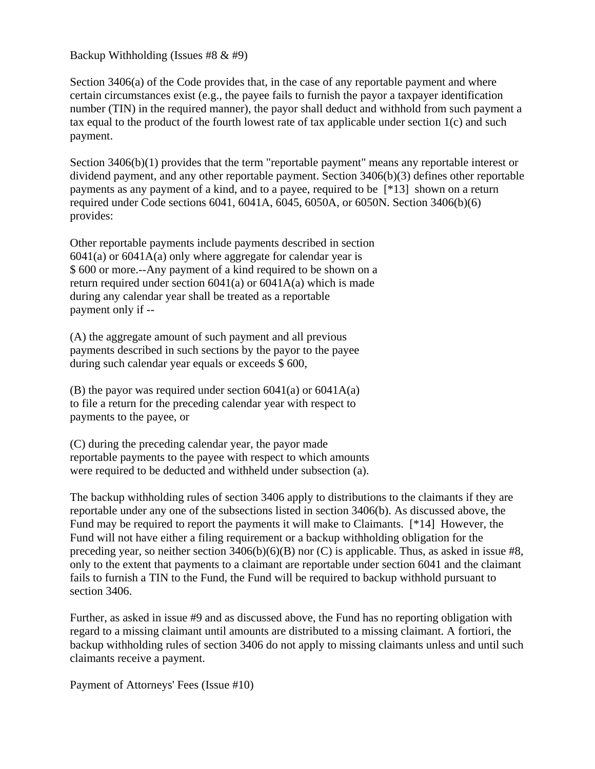Backup Withholding (Issues #8 & #9)

Section 3406(a) of the Code provides that, in the case of any reportable payment and where certain circumstances exist (e.g., the payee fails to furnish the payor a taxpayer identification number (TIN) in the required manner), the payor shall deduct and withhold from such payment a tax equal to the product of the fourth lowest rate of tax applicable under section 1(c) and such payment.

Section 3406(b)(1) provides that the term "reportable payment" means any reportable interest or dividend payment, and any other reportable payment. Section 3406(b)(3) defines other reportable payments as any payment of a kind, and to a payee, required to be [*13] shown on a return required under Code sections 6041, 6041A, 6045, 6050A, or 6050N. Section 3406(b)(6) provides:

> Other reportable payments include payments described in section 6041(a) or 6041A(a) only where aggregate for calendar year is $ 600 or more.--Any payment of a kind required to be shown on a return required under section 6041(a) or 6041A(a) which is made during any calendar year shall be treated as a reportable payment only if --
>
> (A) the aggregate amount of such payment and all previous payments described in such sections by the payor to the payee during such calendar year equals or exceeds $ 600,
>
> (B) the payor was required under section 6041(a) or 6041A(a) to file a return for the preceding calendar year with respect to payments to the payee, or
>
> (C) during the preceding calendar year, the payor made reportable payments to the payee with respect to which amounts were required to be deducted and withheld under subsection (a).

The backup withholding rules of section 3406 apply to distributions to the claimants if they are reportable under any one of the subsections listed in section 3406(b). As discussed above, the Fund may be required to report the payments it will make to Claimants. [*14] However, the Fund will not have either a filing requirement or a backup withholding obligation for the preceding year, so neither section 3406(b)(6)(B) nor (C) is applicable. Thus, as asked in issue #8, only to the extent that payments to a claimant are reportable under section 6041 and the claimant fails to furnish a TIN to the Fund, the Fund will be required to backup withhold pursuant to section 3406.

Further, as asked in issue #9 and as discussed above, the Fund has no reporting obligation with regard to a missing claimant until amounts are distributed to a missing claimant. A fortiori, the backup withholding rules of section 3406 do not apply to missing claimants unless and until such claimants receive a payment.

Payment of Attorneys' Fees (Issue #10)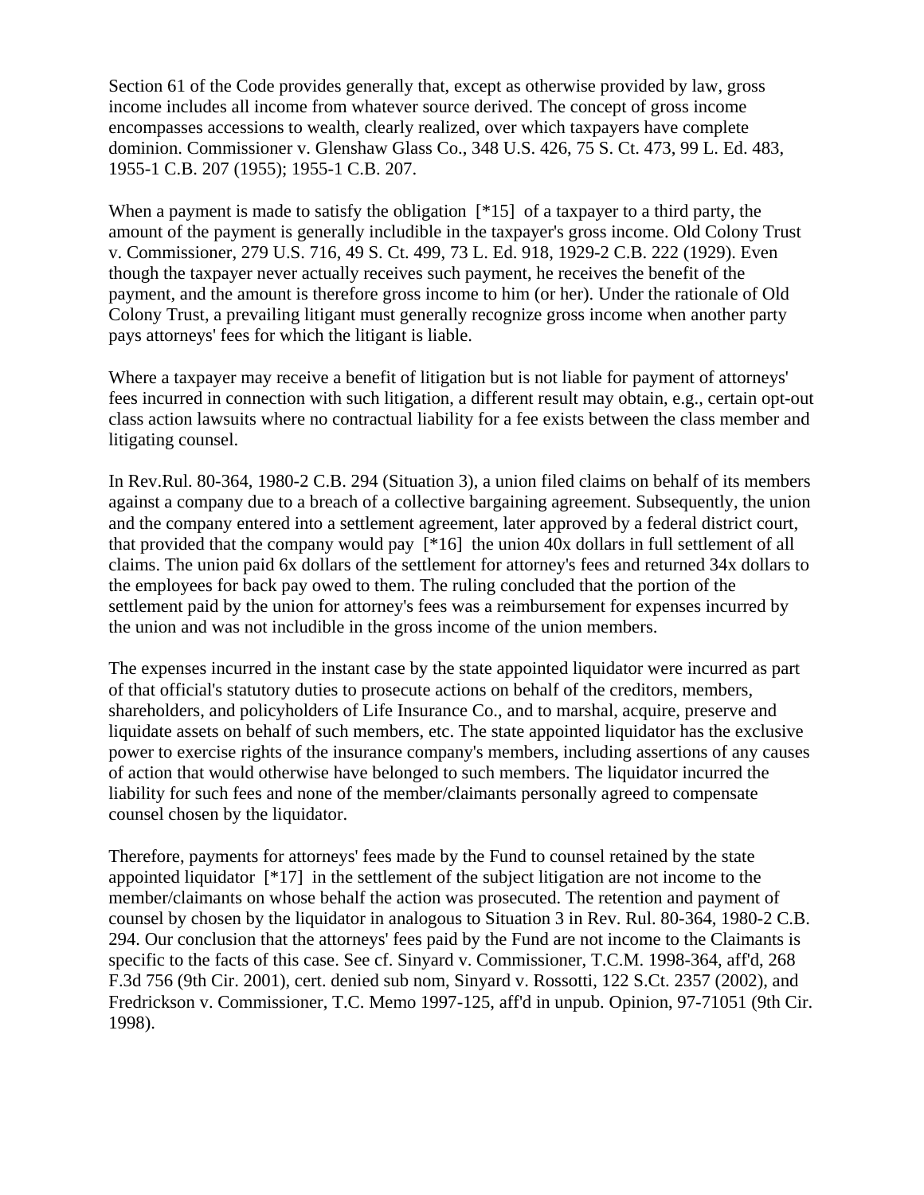Section 61 of the Code provides generally that, except as otherwise provided by law, gross income includes all income from whatever source derived. The concept of gross income encompasses accessions to wealth, clearly realized, over which taxpayers have complete dominion. Commissioner v. Glenshaw Glass Co., 348 U.S. 426, 75 S. Ct. 473, 99 L. Ed. 483, 1955-1 C.B. 207 (1955); 1955-1 C.B. 207.

When a payment is made to satisfy the obligation [*15] of a taxpayer to a third party, the amount of the payment is generally includible in the taxpayer's gross income. Old Colony Trust v. Commissioner, 279 U.S. 716, 49 S. Ct. 499, 73 L. Ed. 918, 1929-2 C.B. 222 (1929). Even though the taxpayer never actually receives such payment, he receives the benefit of the payment, and the amount is therefore gross income to him (or her). Under the rationale of Old Colony Trust, a prevailing litigant must generally recognize gross income when another party pays attorneys' fees for which the litigant is liable.

Where a taxpayer may receive a benefit of litigation but is not liable for payment of attorneys' fees incurred in connection with such litigation, a different result may obtain, e.g., certain opt-out class action lawsuits where no contractual liability for a fee exists between the class member and litigating counsel.

In Rev.Rul. 80-364, 1980-2 C.B. 294 (Situation 3), a union filed claims on behalf of its members against a company due to a breach of a collective bargaining agreement. Subsequently, the union and the company entered into a settlement agreement, later approved by a federal district court, that provided that the company would pay [*16] the union 40x dollars in full settlement of all claims. The union paid 6x dollars of the settlement for attorney's fees and returned 34x dollars to the employees for back pay owed to them. The ruling concluded that the portion of the settlement paid by the union for attorney's fees was a reimbursement for expenses incurred by the union and was not includible in the gross income of the union members.

The expenses incurred in the instant case by the state appointed liquidator were incurred as part of that official's statutory duties to prosecute actions on behalf of the creditors, members, shareholders, and policyholders of Life Insurance Co., and to marshal, acquire, preserve and liquidate assets on behalf of such members, etc. The state appointed liquidator has the exclusive power to exercise rights of the insurance company's members, including assertions of any causes of action that would otherwise have belonged to such members. The liquidator incurred the liability for such fees and none of the member/claimants personally agreed to compensate counsel chosen by the liquidator.

Therefore, payments for attorneys' fees made by the Fund to counsel retained by the state appointed liquidator [*17] in the settlement of the subject litigation are not income to the member/claimants on whose behalf the action was prosecuted. The retention and payment of counsel by chosen by the liquidator in analogous to Situation 3 in Rev. Rul. 80-364, 1980-2 C.B. 294. Our conclusion that the attorneys' fees paid by the Fund are not income to the Claimants is specific to the facts of this case. See cf. Sinyard v. Commissioner, T.C.M. 1998-364, aff'd, 268 F.3d 756 (9th Cir. 2001), cert. denied sub nom, Sinyard v. Rossotti, 122 S.Ct. 2357 (2002), and Fredrickson v. Commissioner, T.C. Memo 1997-125, aff'd in unpub. Opinion, 97-71051 (9th Cir. 1998).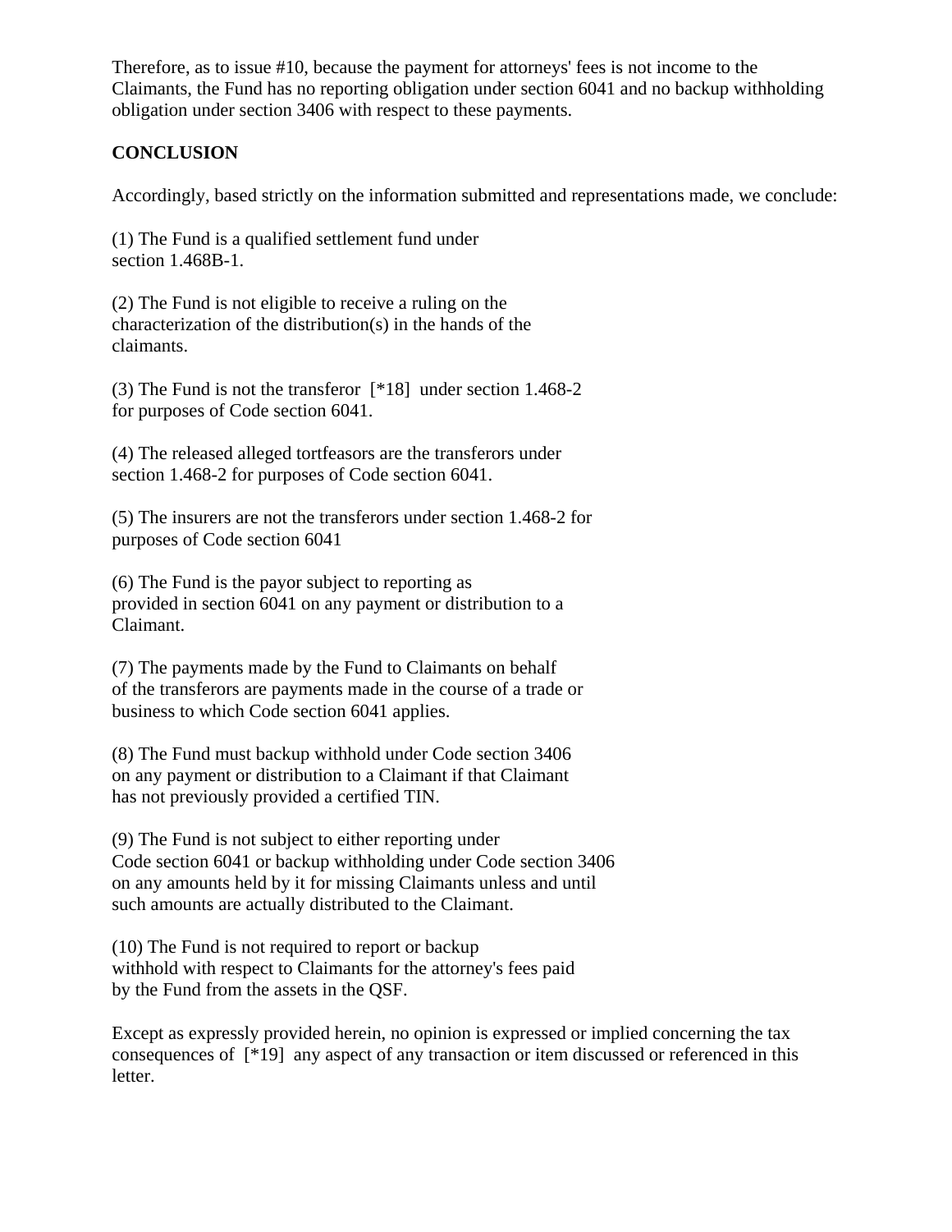Therefore, as to issue #10, because the payment for attorneys' fees is not income to the Claimants, the Fund has no reporting obligation under section 6041 and no backup withholding obligation under section 3406 with respect to these payments.

**CONCLUSION**

Accordingly, based strictly on the information submitted and representations made, we conclude:

(1) The Fund is a qualified settlement fund under section 1.468B-1.

(2) The Fund is not eligible to receive a ruling on the characterization of the distribution(s) in the hands of the claimants.

(3) The Fund is not the transferor [*18] under section 1.468-2 for purposes of Code section 6041.

(4) The released alleged tortfeasors are the transferors under section 1.468-2 for purposes of Code section 6041.

(5) The insurers are not the transferors under section 1.468-2 for purposes of Code section 6041

(6) The Fund is the payor subject to reporting as provided in section 6041 on any payment or distribution to a Claimant.

(7) The payments made by the Fund to Claimants on behalf of the transferors are payments made in the course of a trade or business to which Code section 6041 applies.

(8) The Fund must backup withhold under Code section 3406 on any payment or distribution to a Claimant if that Claimant has not previously provided a certified TIN.

(9) The Fund is not subject to either reporting under Code section 6041 or backup withholding under Code section 3406 on any amounts held by it for missing Claimants unless and until such amounts are actually distributed to the Claimant.

(10) The Fund is not required to report or backup withhold with respect to Claimants for the attorney's fees paid by the Fund from the assets in the QSF.

Except as expressly provided herein, no opinion is expressed or implied concerning the tax consequences of [*19] any aspect of any transaction or item discussed or referenced in this letter.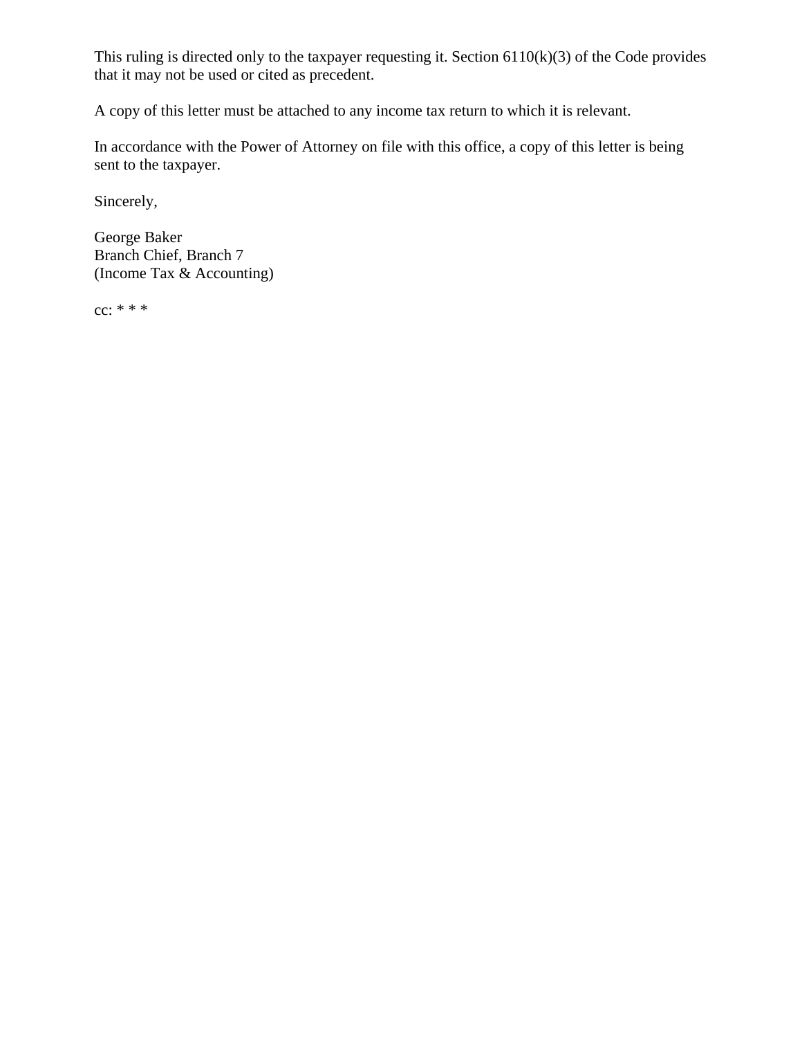This ruling is directed only to the taxpayer requesting it. Section 6110(k)(3) of the Code provides that it may not be used or cited as precedent.

A copy of this letter must be attached to any income tax return to which it is relevant.

In accordance with the Power of Attorney on file with this office, a copy of this letter is being sent to the taxpayer.

Sincerely,

George Baker
Branch Chief, Branch 7
(Income Tax & Accounting)

cc: * * *